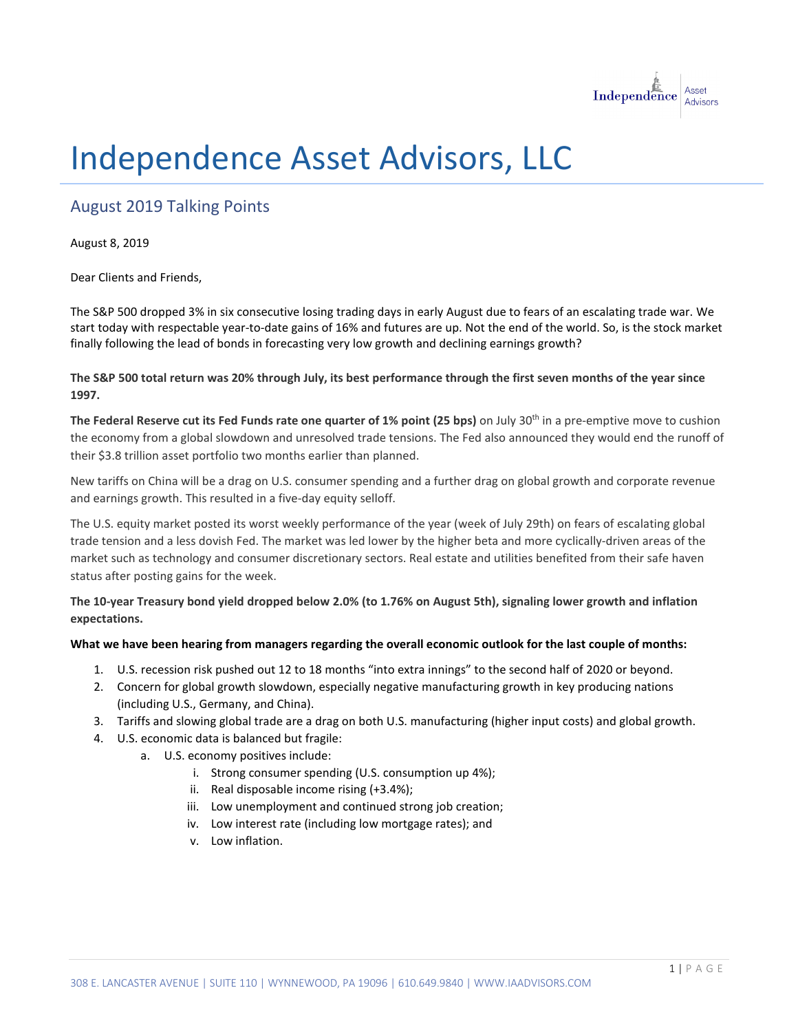# Independence Asset Advisors, LLC

## August 2019 Talking Points

August 8, 2019

Dear Clients and Friends,

The S&P 500 dropped 3% in six consecutive losing trading days in early August due to fears of an escalating trade war. We start today with respectable year-to-date gains of 16% and futures are up. Not the end of the world. So, is the stock market finally following the lead of bonds in forecasting very low growth and declining earnings growth?

**The S&P 500 total return was 20% through July, its best performance through the first seven months of the year since 1997.**

**The Federal Reserve cut its Fed Funds rate one quarter of 1% point (25 bps)** on July 30th in a pre-emptive move to cushion the economy from a global slowdown and unresolved trade tensions. The Fed also announced they would end the runoff of their $3.8 trillion asset portfolio two months earlier than planned.

New tariffs on China will be a drag on U.S. consumer spending and a further drag on global growth and corporate revenue and earnings growth. This resulted in a five-day equity selloff.

The U.S. equity market posted its worst weekly performance of the year (week of July 29th) on fears of escalating global trade tension and a less dovish Fed. The market was led lower by the higher beta and more cyclically-driven areas of the market such as technology and consumer discretionary sectors. Real estate and utilities benefited from their safe haven status after posting gains for the week.

**The 10-year Treasury bond yield dropped below 2.0% (to 1.76% on August 5th), signaling lower growth and inflation expectations.**

**What we have been hearing from managers regarding the overall economic outlook for the last couple of months:**

1. U.S. recession risk pushed out 12 to 18 months "into extra innings" to the second half of 2020 or beyond.
2. Concern for global growth slowdown, especially negative manufacturing growth in key producing nations (including U.S., Germany, and China).
3. Tariffs and slowing global trade are a drag on both U.S. manufacturing (higher input costs) and global growth.
4. U.S. economic data is balanced but fragile:
    a. U.S. economy positives include:
        i. Strong consumer spending (U.S. consumption up 4%);
        ii. Real disposable income rising (+3.4%);
        iii. Low unemployment and continued strong job creation;
        iv. Low interest rate (including low mortgage rates); and
        v. Low inflation.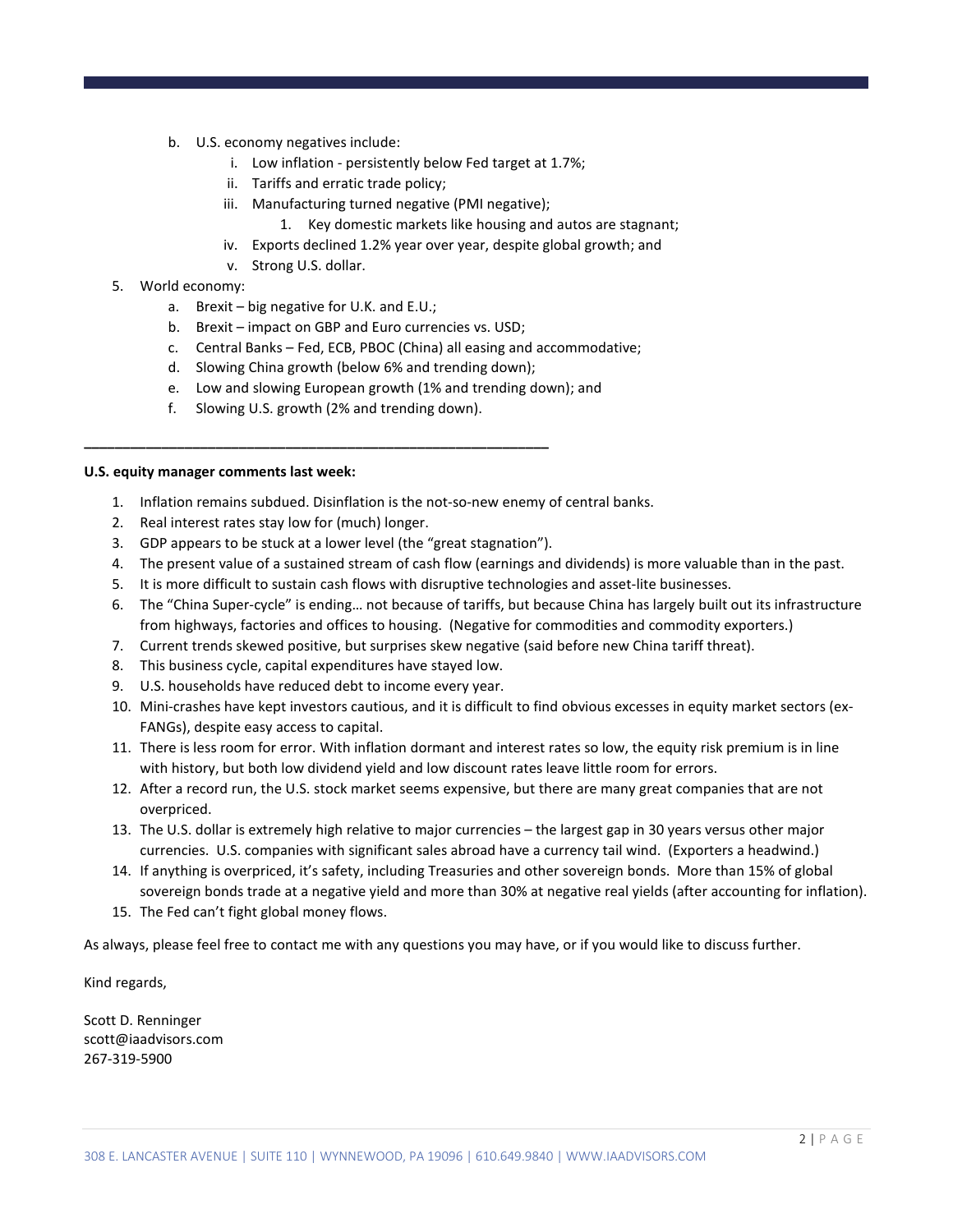b. U.S. economy negatives include:
      i. Low inflation - persistently below Fed target at 1.7%;
      ii. Tariffs and erratic trade policy;
      iii. Manufacturing turned negative (PMI negative);
         1. Key domestic markets like housing and autos are stagnant;
      iv. Exports declined 1.2% year over year, despite global growth; and
      v. Strong U.S. dollar.

5. World economy:
   a. Brexit – big negative for U.K. and E.U.;
   b. Brexit – impact on GBP and Euro currencies vs. USD;
   c. Central Banks – Fed, ECB, PBOC (China) all easing and accommodative;
   d. Slowing China growth (below 6% and trending down);
   e. Low and slowing European growth (1% and trending down); and
   f. Slowing U.S. growth (2% and trending down).

---

**U.S. equity manager comments last week:**

1. Inflation remains subdued. Disinflation is the not-so-new enemy of central banks.
2. Real interest rates stay low for (much) longer.
3. GDP appears to be stuck at a lower level (the "great stagnation").
4. The present value of a sustained stream of cash flow (earnings and dividends) is more valuable than in the past.
5. It is more difficult to sustain cash flows with disruptive technologies and asset-lite businesses.
6. The "China Super-cycle" is ending… not because of tariffs, but because China has largely built out its infrastructure from highways, factories and offices to housing. (Negative for commodities and commodity exporters.)
7. Current trends skewed positive, but surprises skew negative (said before new China tariff threat).
8. This business cycle, capital expenditures have stayed low.
9. U.S. households have reduced debt to income every year.
10. Mini-crashes have kept investors cautious, and it is difficult to find obvious excesses in equity market sectors (ex-FANGs), despite easy access to capital.
11. There is less room for error. With inflation dormant and interest rates so low, the equity risk premium is in line with history, but both low dividend yield and low discount rates leave little room for errors.
12. After a record run, the U.S. stock market seems expensive, but there are many great companies that are not overpriced.
13. The U.S. dollar is extremely high relative to major currencies – the largest gap in 30 years versus other major currencies. U.S. companies with significant sales abroad have a currency tail wind. (Exporters a headwind.)
14. If anything is overpriced, it's safety, including Treasuries and other sovereign bonds. More than 15% of global sovereign bonds trade at a negative yield and more than 30% at negative real yields (after accounting for inflation).
15. The Fed can't fight global money flows.

As always, please feel free to contact me with any questions you may have, or if you would like to discuss further.

Kind regards,

Scott D. Renninger
scott@iaadvisors.com
267-319-5900